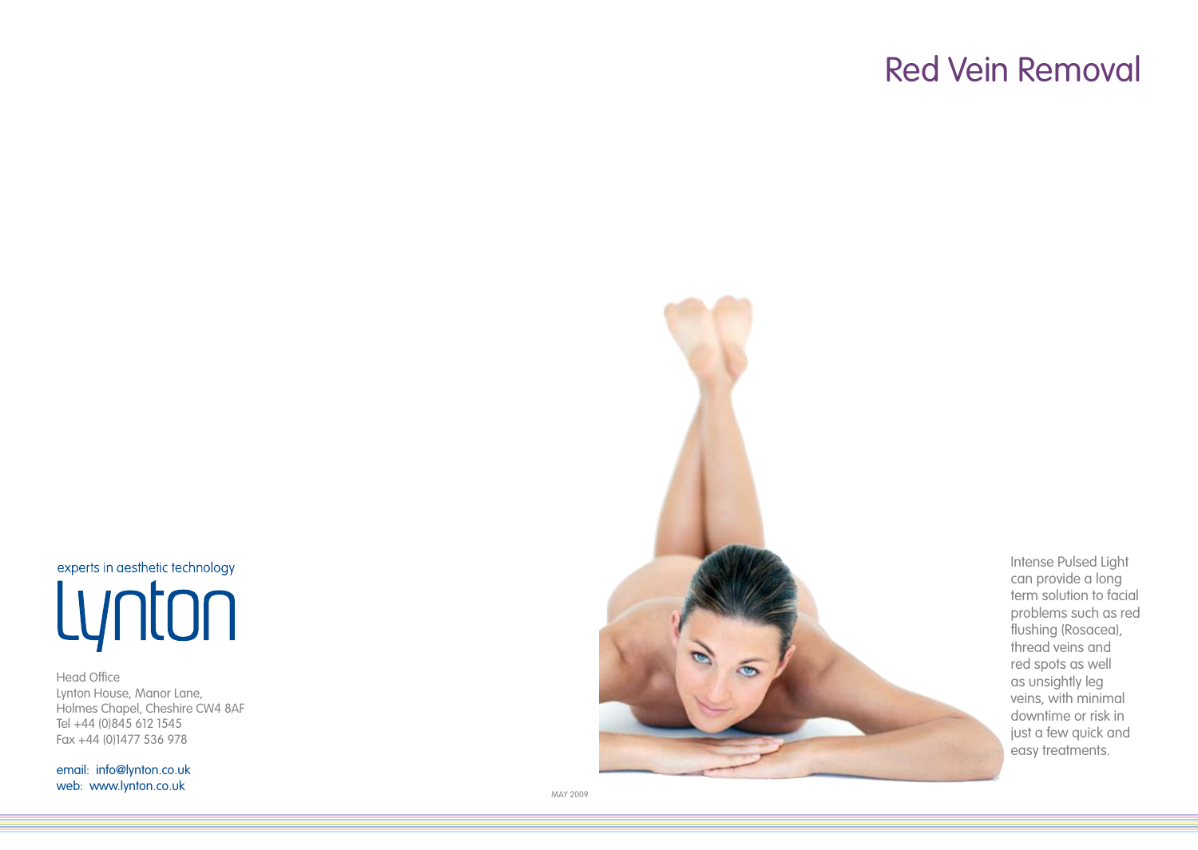# Red Vein Removal

Intense Pulsed Light can provide a long term solution to facial problems such as red flushing (Rosacea), thread veins and red spots as well as unsightly leg veins, with minimal downtime or risk in just a few quick and easy treatments.

experts in aesthetic technology

Lynton

Head Office
Lynton House, Manor Lane,
Holmes Chapel, Cheshire CW4 8AF
Tel +44 (0)845 612 1545
Fax +44 (0)1477 536 978

email: info@lynton.co.uk
web: www.lynton.co.uk

MAY 2009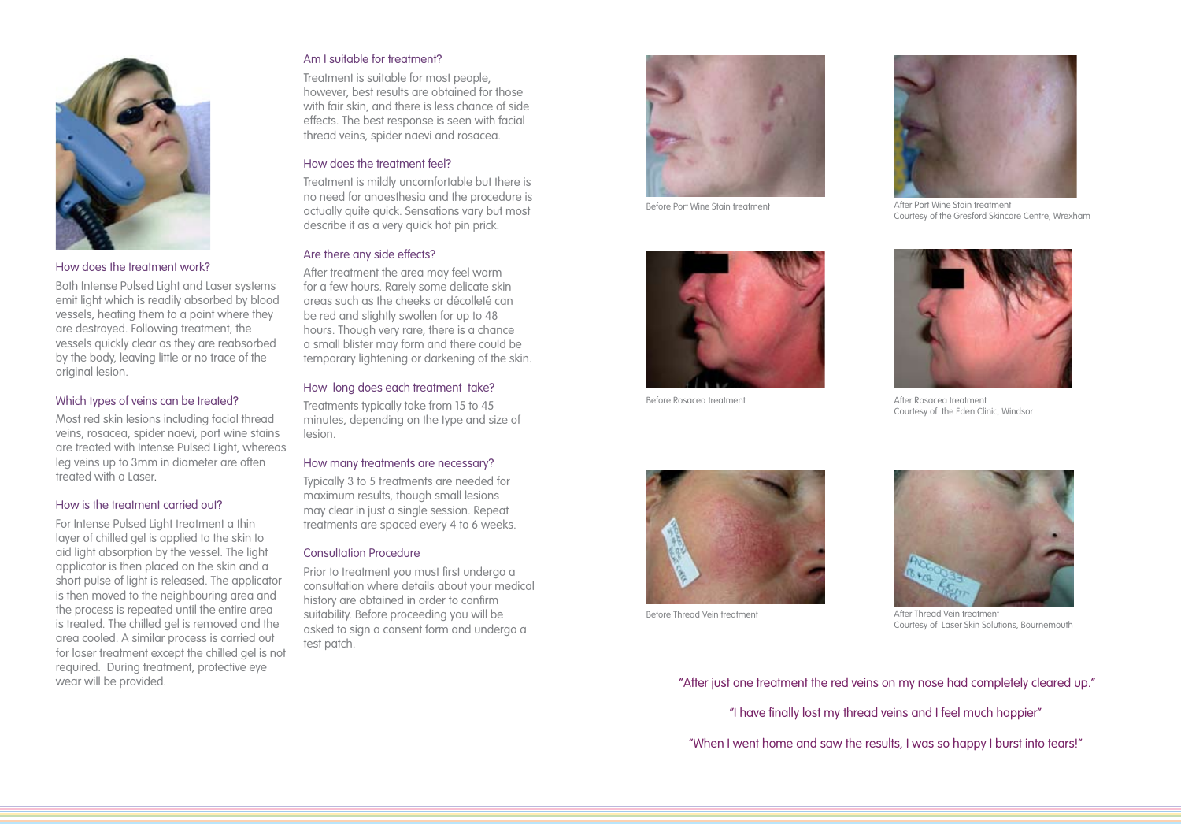## How does the treatment work?

Both Intense Pulsed Light and Laser systems emit light which is readily absorbed by blood vessels, heating them to a point where they are destroyed. Following treatment, the vessels quickly clear as they are reabsorbed by the body, leaving little or no trace of the original lesion.

## Which types of veins can be treated?

Most red skin lesions including facial thread veins, rosacea, spider naevi, port wine stains are treated with Intense Pulsed Light, whereas leg veins up to 3mm in diameter are often treated with a Laser.

## How is the treatment carried out?

For Intense Pulsed Light treatment a thin layer of chilled gel is applied to the skin to aid light absorption by the vessel. The light applicator is then placed on the skin and a short pulse of light is released. The applicator is then moved to the neighbouring area and the process is repeated until the entire area is treated. The chilled gel is removed and the area cooled. A similar process is carried out for laser treatment except the chilled gel is not required. During treatment, protective eye wear will be provided.

## Am I suitable for treatment?

Treatment is suitable for most people, however, best results are obtained for those with fair skin, and there is less chance of side effects. The best response is seen with facial thread veins, spider naevi and rosacea.

## How does the treatment feel?

Treatment is mildly uncomfortable but there is no need for anaesthesia and the procedure is actually quite quick. Sensations vary but most describe it as a very quick hot pin prick.

## Are there any side effects?

After treatment the area may feel warm for a few hours. Rarely some delicate skin areas such as the cheeks or décolleté can be red and slightly swollen for up to 48 hours. Though very rare, there is a chance a small blister may form and there could be temporary lightening or darkening of the skin.

## How long does each treatment take?

Treatments typically take from 15 to 45 minutes, depending on the type and size of lesion.

## How many treatments are necessary?

Typically 3 to 5 treatments are needed for maximum results, though small lesions may clear in just a single session. Repeat treatments are spaced every 4 to 6 weeks.

## Consultation Procedure

Prior to treatment you must first undergo a consultation where details about your medical history are obtained in order to confirm suitability. Before proceeding you will be asked to sign a consent form and undergo a test patch.

Before Port Wine Stain treatment

After Port Wine Stain treatment
Courtesy of the Gresford Skincare Centre, Wrexham

Before Rosacea treatment

After Rosacea treatment
Courtesy of the Eden Clinic, Windsor

Before Thread Vein treatment

After Thread Vein treatment
Courtesy of Laser Skin Solutions, Bournemouth

"After just one treatment the red veins on my nose had completely cleared up."

"I have finally lost my thread veins and I feel much happier"

"When I went home and saw the results, I was so happy I burst into tears!"